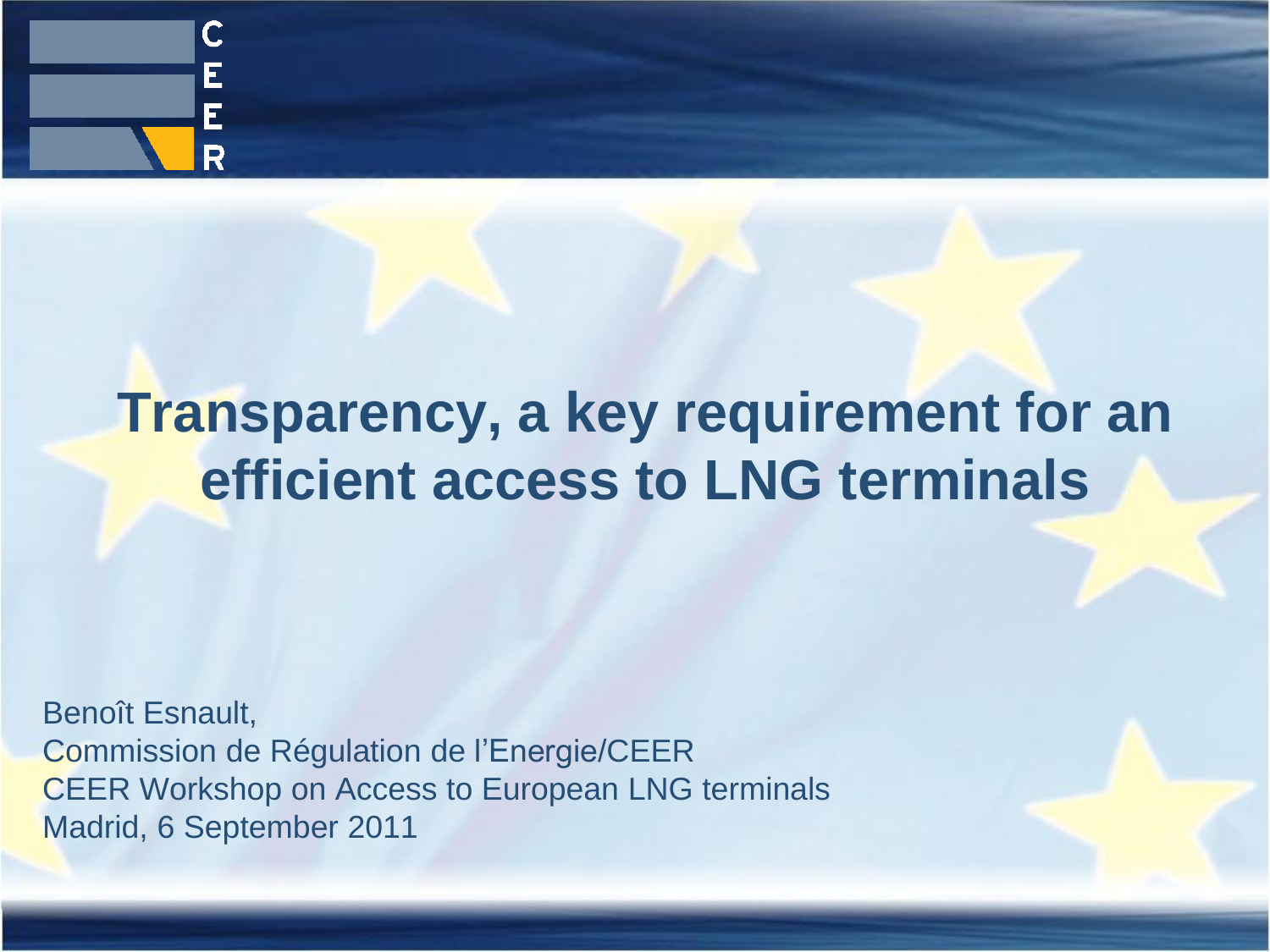# Transparency, a key requirement for an efficient access to LNG terminals

Benoît Esnault,
Commission de Régulation de l'Energie/CEER
CEER Workshop on Access to European LNG terminals
Madrid, 6 September 2011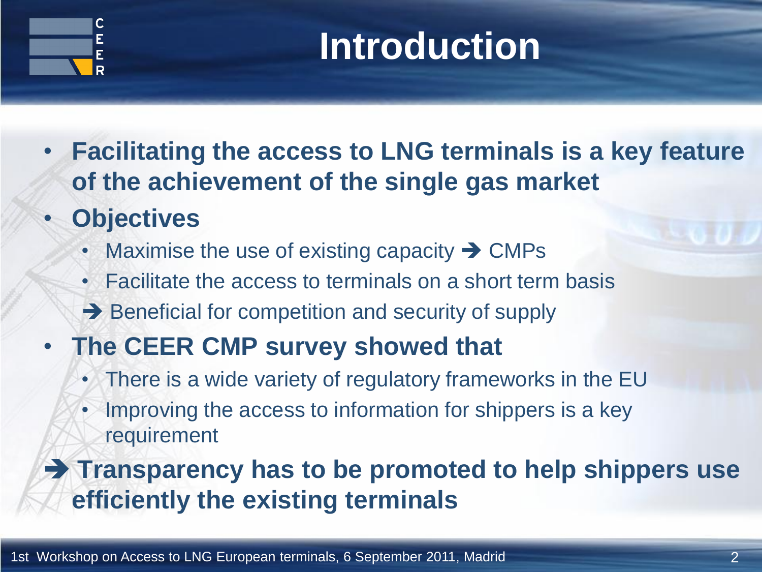# Introduction

- **Facilitating the access to LNG terminals is a key feature of the achievement of the single gas market**
- **Objectives**
  - Maximise the use of existing capacity ➔ CMPs
  - Facilitate the access to terminals on a short term basis
  - ➔ Beneficial for competition and security of supply
- **The CEER CMP survey showed that**
  - There is a wide variety of regulatory frameworks in the EU
  - Improving the access to information for shippers is a key requirement

➔ **Transparency has to be promoted to help shippers use efficiently the existing terminals**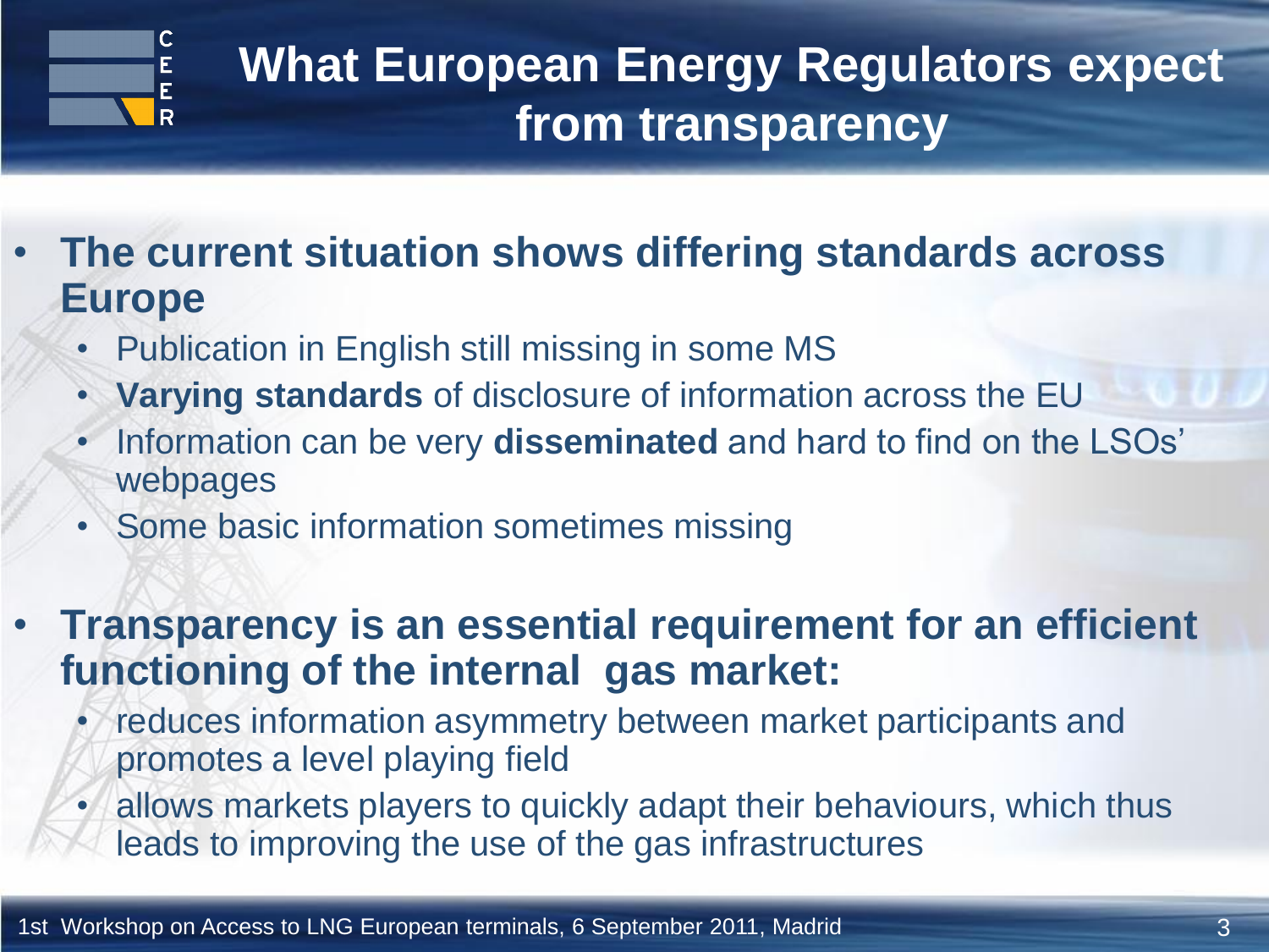# What European Energy Regulators expect from transparency

- **The current situation shows differing standards across Europe**
  - Publication in English still missing in some MS
  - **Varying standards** of disclosure of information across the EU
  - Information can be very **disseminated** and hard to find on the LSOs' webpages
  - Some basic information sometimes missing

- **Transparency is an essential requirement for an efficient functioning of the internal gas market:**
  - reduces information asymmetry between market participants and promotes a level playing field
  - allows markets players to quickly adapt their behaviours, which thus leads to improving the use of the gas infrastructures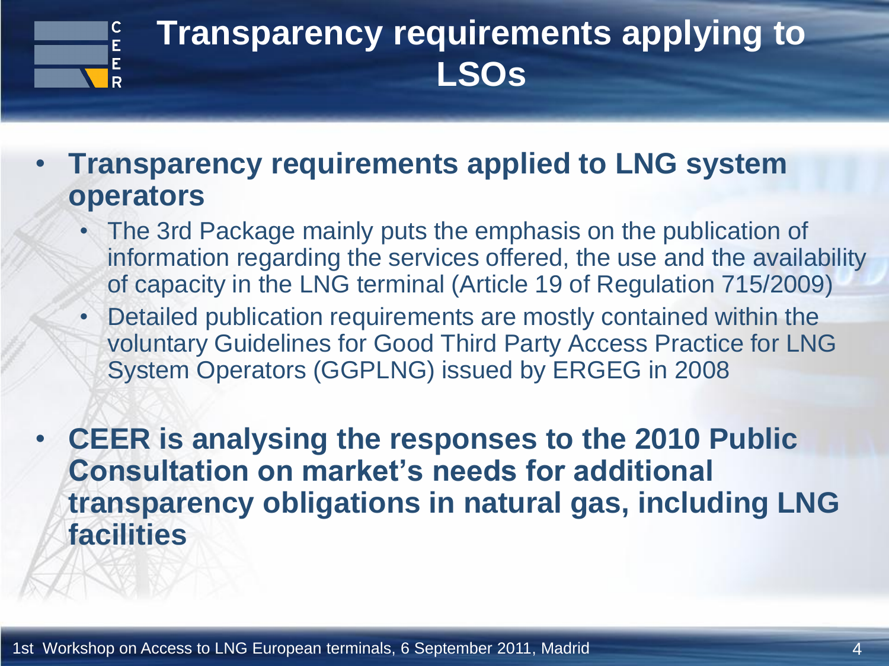# Transparency requirements applying to LSOs

- **Transparency requirements applied to LNG system operators**
  - The 3rd Package mainly puts the emphasis on the publication of information regarding the services offered, the use and the availability of capacity in the LNG terminal (Article 19 of Regulation 715/2009)
  - Detailed publication requirements are mostly contained within the voluntary Guidelines for Good Third Party Access Practice for LNG System Operators (GGPLNG) issued by ERGEG in 2008

- **CEER is analysing the responses to the 2010 Public Consultation on market's needs for additional transparency obligations in natural gas, including LNG facilities**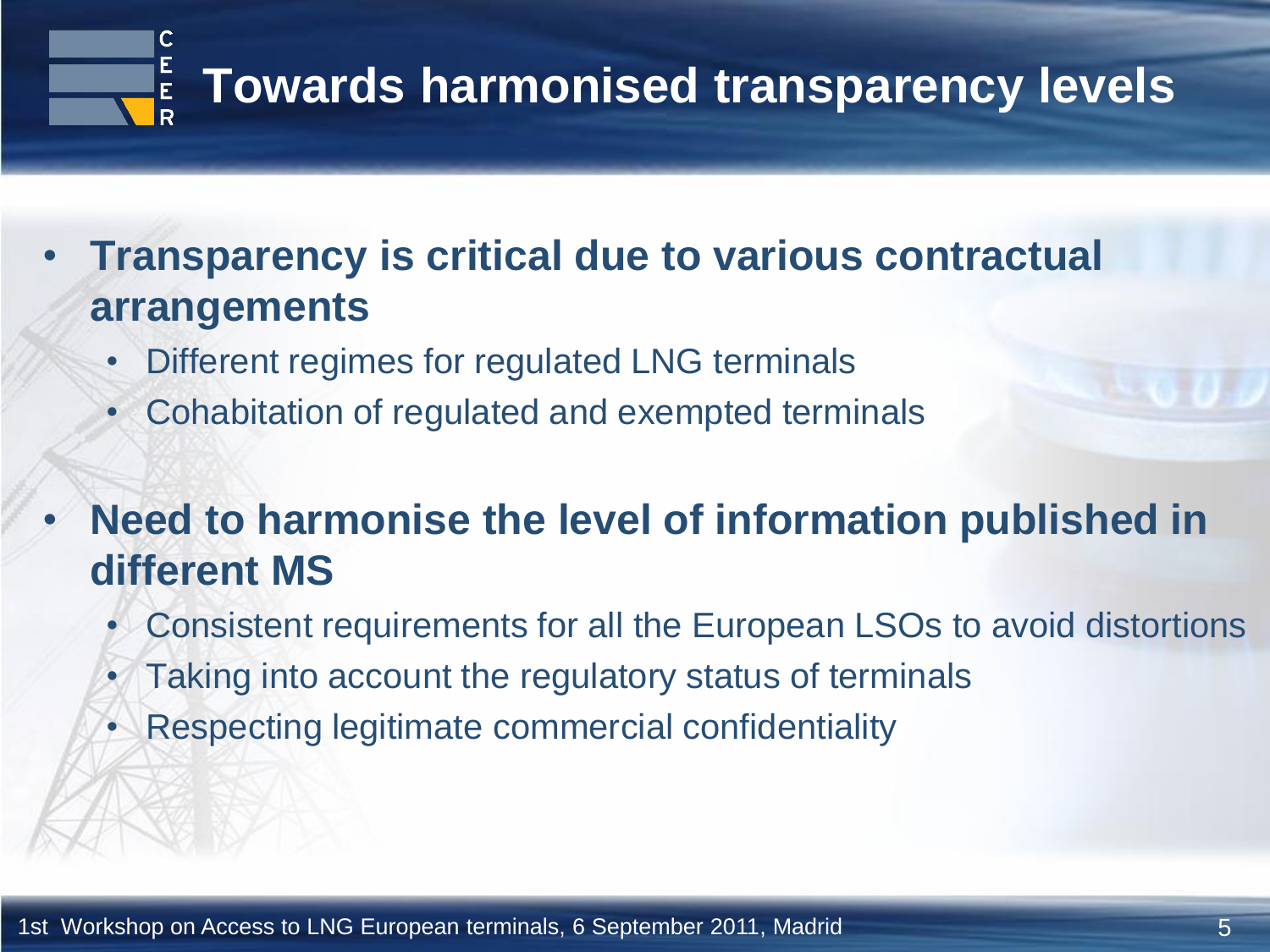# Towards harmonised transparency levels

- **Transparency is critical due to various contractual arrangements**
  - Different regimes for regulated LNG terminals
  - Cohabitation of regulated and exempted terminals
- **Need to harmonise the level of information published in different MS**
  - Consistent requirements for all the European LSOs to avoid distortions
  - Taking into account the regulatory status of terminals
  - Respecting legitimate commercial confidentiality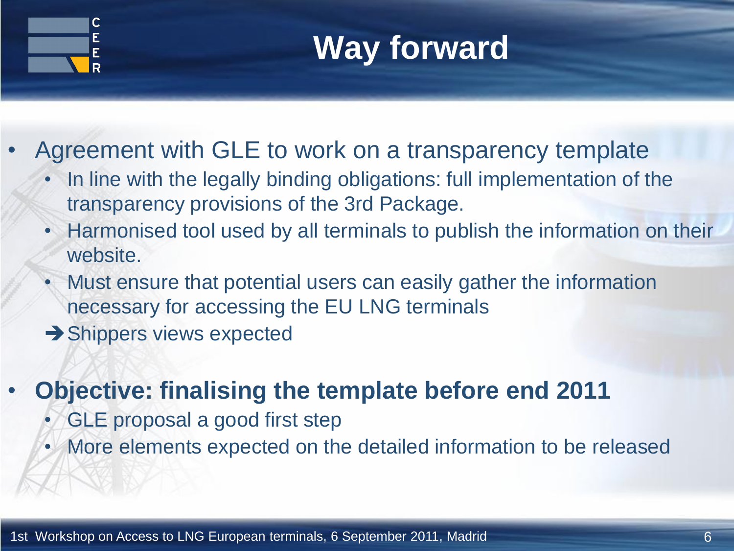# Way forward

- Agreement with GLE to work on a transparency template
  - In line with the legally binding obligations: full implementation of the transparency provisions of the 3rd Package.
  - Harmonised tool used by all terminals to publish the information on their website.
  - Must ensure that potential users can easily gather the information necessary for accessing the EU LNG terminals

  ➔ Shippers views expected

- **Objective: finalising the template before end 2011**
  - GLE proposal a good first step
  - More elements expected on the detailed information to be released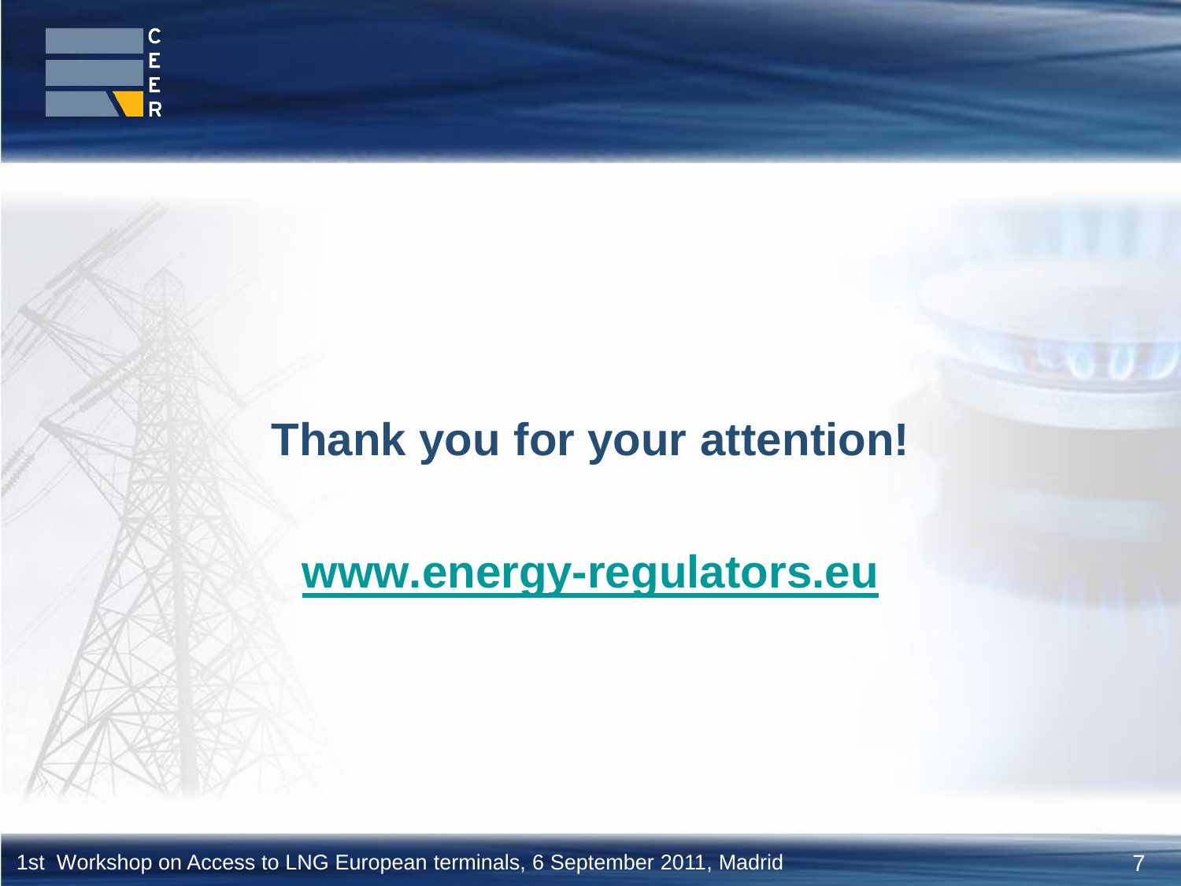## Thank you for your attention!

**www.energy-regulators.eu**